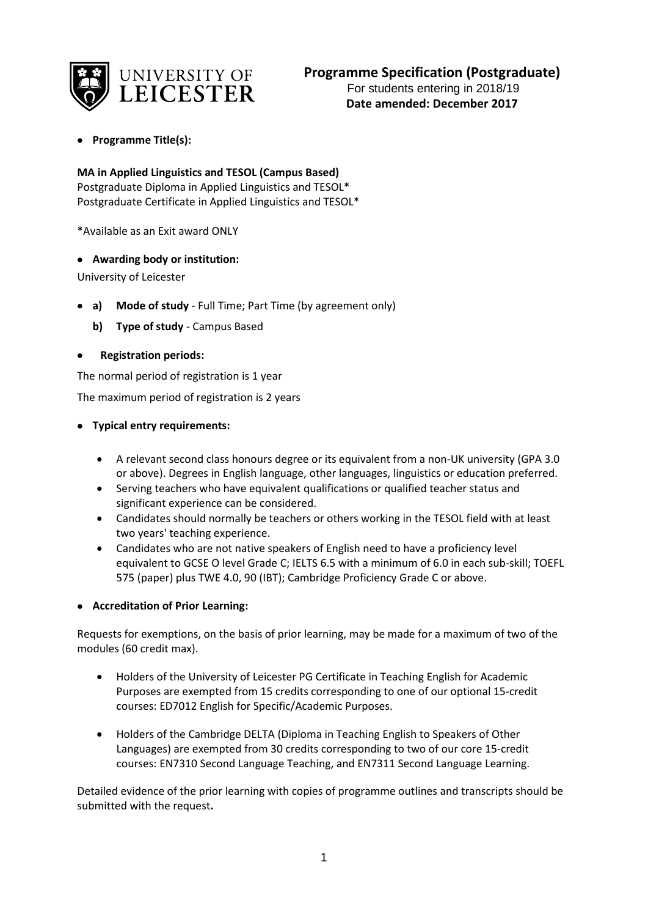# Programme Specification (Postgraduate)

For students entering in 2018/19

**Date amended: December 2017**

- **Programme Title(s):**

**MA in Applied Linguistics and TESOL (Campus Based)**

Postgraduate Diploma in Applied Linguistics and TESOL*

Postgraduate Certificate in Applied Linguistics and TESOL*

*Available as an Exit award ONLY

- **Awarding body or institution:**

University of Leicester

- **a) Mode of study** - Full Time; Part Time (by agreement only)

  **b) Type of study** - Campus Based

- **Registration periods:**

The normal period of registration is 1 year

The maximum period of registration is 2 years

- **Typical entry requirements:**

  - A relevant second class honours degree or its equivalent from a non-UK university (GPA 3.0 or above). Degrees in English language, other languages, linguistics or education preferred.
  - Serving teachers who have equivalent qualifications or qualified teacher status and significant experience can be considered.
  - Candidates should normally be teachers or others working in the TESOL field with at least two years' teaching experience.
  - Candidates who are not native speakers of English need to have a proficiency level equivalent to GCSE O level Grade C; IELTS 6.5 with a minimum of 6.0 in each sub-skill; TOEFL 575 (paper) plus TWE 4.0, 90 (IBT); Cambridge Proficiency Grade C or above.

- **Accreditation of Prior Learning:**

Requests for exemptions, on the basis of prior learning, may be made for a maximum of two of the modules (60 credit max).

  - Holders of the University of Leicester PG Certificate in Teaching English for Academic Purposes are exempted from 15 credits corresponding to one of our optional 15-credit courses: ED7012 English for Specific/Academic Purposes.

  - Holders of the Cambridge DELTA (Diploma in Teaching English to Speakers of Other Languages) are exempted from 30 credits corresponding to two of our core 15-credit courses: EN7310 Second Language Teaching, and EN7311 Second Language Learning.

Detailed evidence of the prior learning with copies of programme outlines and transcripts should be submitted with the request**.**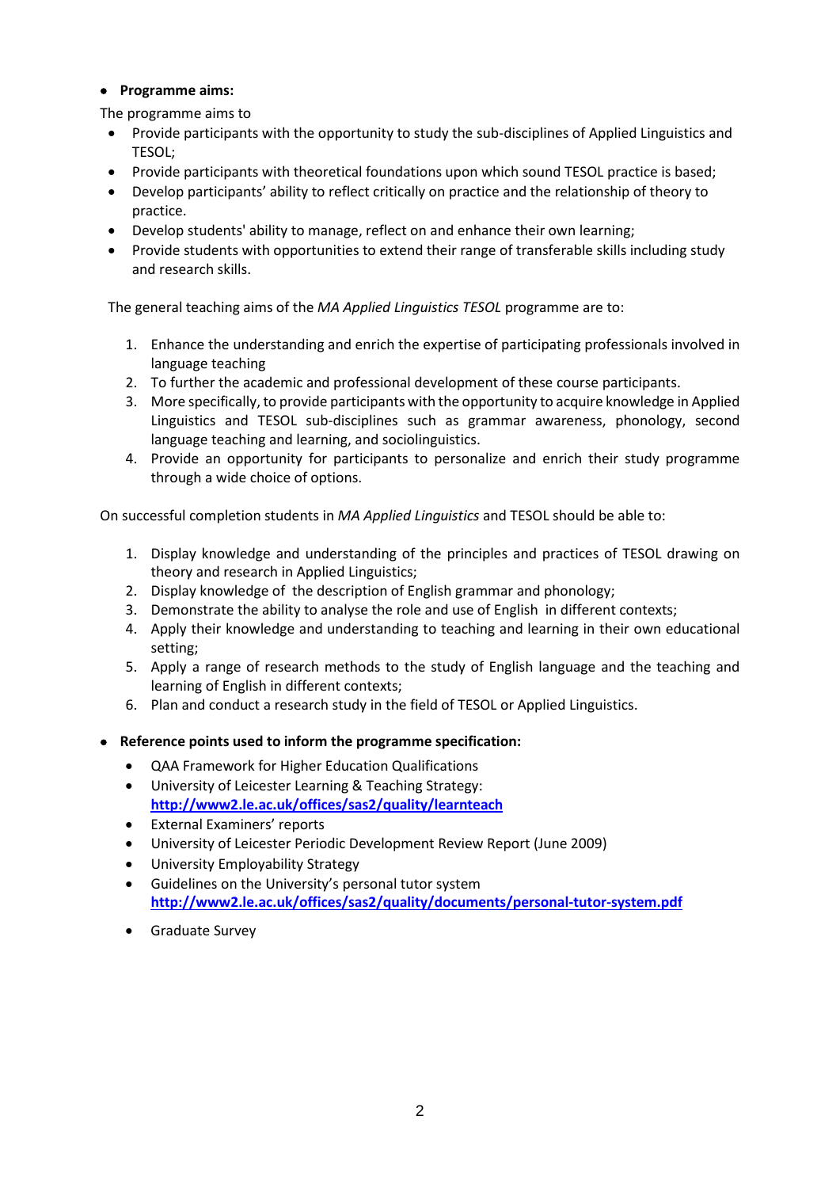- **Programme aims:**

The programme aims to

- Provide participants with the opportunity to study the sub-disciplines of Applied Linguistics and TESOL;
- Provide participants with theoretical foundations upon which sound TESOL practice is based;
- Develop participants' ability to reflect critically on practice and the relationship of theory to practice.
- Develop students' ability to manage, reflect on and enhance their own learning;
- Provide students with opportunities to extend their range of transferable skills including study and research skills.

The general teaching aims of the *MA Applied Linguistics TESOL* programme are to:

1. Enhance the understanding and enrich the expertise of participating professionals involved in language teaching
2. To further the academic and professional development of these course participants.
3. More specifically, to provide participants with the opportunity to acquire knowledge in Applied Linguistics and TESOL sub-disciplines such as grammar awareness, phonology, second language teaching and learning, and sociolinguistics.
4. Provide an opportunity for participants to personalize and enrich their study programme through a wide choice of options.

On successful completion students in *MA Applied Linguistics* and TESOL should be able to:

1. Display knowledge and understanding of the principles and practices of TESOL drawing on theory and research in Applied Linguistics;
2. Display knowledge of the description of English grammar and phonology;
3. Demonstrate the ability to analyse the role and use of English in different contexts;
4. Apply their knowledge and understanding to teaching and learning in their own educational setting;
5. Apply a range of research methods to the study of English language and the teaching and learning of English in different contexts;
6. Plan and conduct a research study in the field of TESOL or Applied Linguistics.

- **Reference points used to inform the programme specification:**
  - QAA Framework for Higher Education Qualifications
  - University of Leicester Learning & Teaching Strategy: **http://www2.le.ac.uk/offices/sas2/quality/learnteach**
  - External Examiners' reports
  - University of Leicester Periodic Development Review Report (June 2009)
  - University Employability Strategy
  - Guidelines on the University's personal tutor system **http://www2.le.ac.uk/offices/sas2/quality/documents/personal-tutor-system.pdf**
  - Graduate Survey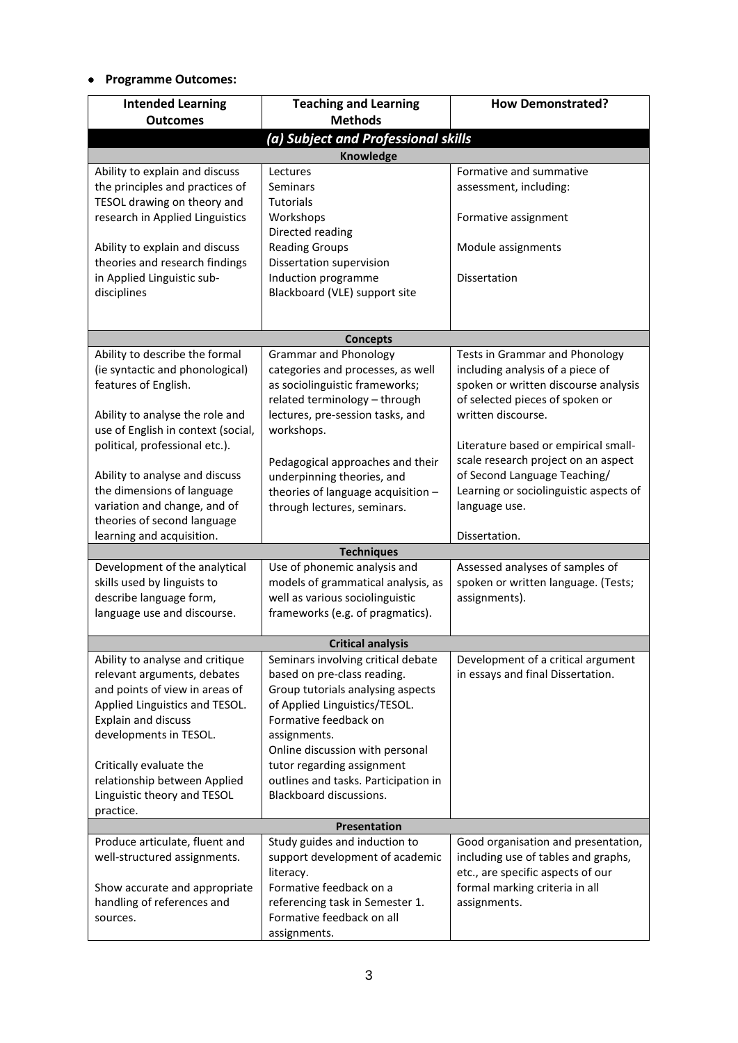- **Programme Outcomes:**

| Intended Learning Outcomes | Teaching and Learning Methods | How Demonstrated? |
|---|---|---|
| ***(a) Subject and Professional skills*** | | |
| **Knowledge** | | |
| Ability to explain and discuss the principles and practices of TESOL drawing on theory and research in Applied Linguistics<br><br>Ability to explain and discuss theories and research findings in Applied Linguistic sub-disciplines | Lectures<br>Seminars<br>Tutorials<br>Workshops<br>Directed reading<br>Reading Groups<br>Dissertation supervision<br>Induction programme<br>Blackboard (VLE) support site | Formative and summative assessment, including:<br><br>Formative assignment<br><br>Module assignments<br><br>Dissertation |
| **Concepts** | | |
| Ability to describe the formal (ie syntactic and phonological) features of English.<br><br>Ability to analyse the role and use of English in context (social, political, professional etc.).<br><br>Ability to analyse and discuss the dimensions of language variation and change, and of theories of second language learning and acquisition. | Grammar and Phonology categories and processes, as well as sociolinguistic frameworks; related terminology – through lectures, pre-session tasks, and workshops.<br><br>Pedagogical approaches and their underpinning theories, and theories of language acquisition – through lectures, seminars. | Tests in Grammar and Phonology including analysis of a piece of spoken or written discourse analysis of selected pieces of spoken or written discourse.<br><br>Literature based or empirical small-scale research project on an aspect of Second Language Teaching/ Learning or sociolinguistic aspects of language use.<br><br>Dissertation. |
| **Techniques** | | |
| Development of the analytical skills used by linguists to describe language form, language use and discourse. | Use of phonemic analysis and models of grammatical analysis, as well as various sociolinguistic frameworks (e.g. of pragmatics). | Assessed analyses of samples of spoken or written language. (Tests; assignments). |
| **Critical analysis** | | |
| Ability to analyse and critique relevant arguments, debates and points of view in areas of Applied Linguistics and TESOL. Explain and discuss developments in TESOL.<br><br>Critically evaluate the relationship between Applied Linguistic theory and TESOL practice. | Seminars involving critical debate based on pre-class reading.<br>Group tutorials analysing aspects of Applied Linguistics/TESOL.<br>Formative feedback on assignments.<br>Online discussion with personal tutor regarding assignment outlines and tasks. Participation in Blackboard discussions. | Development of a critical argument in essays and final Dissertation. |
| **Presentation** | | |
| Produce articulate, fluent and well-structured assignments.<br><br>Show accurate and appropriate handling of references and sources. | Study guides and induction to support development of academic literacy.<br>Formative feedback on a referencing task in Semester 1.<br>Formative feedback on all assignments. | Good organisation and presentation, including use of tables and graphs, etc., are specific aspects of our formal marking criteria in all assignments. |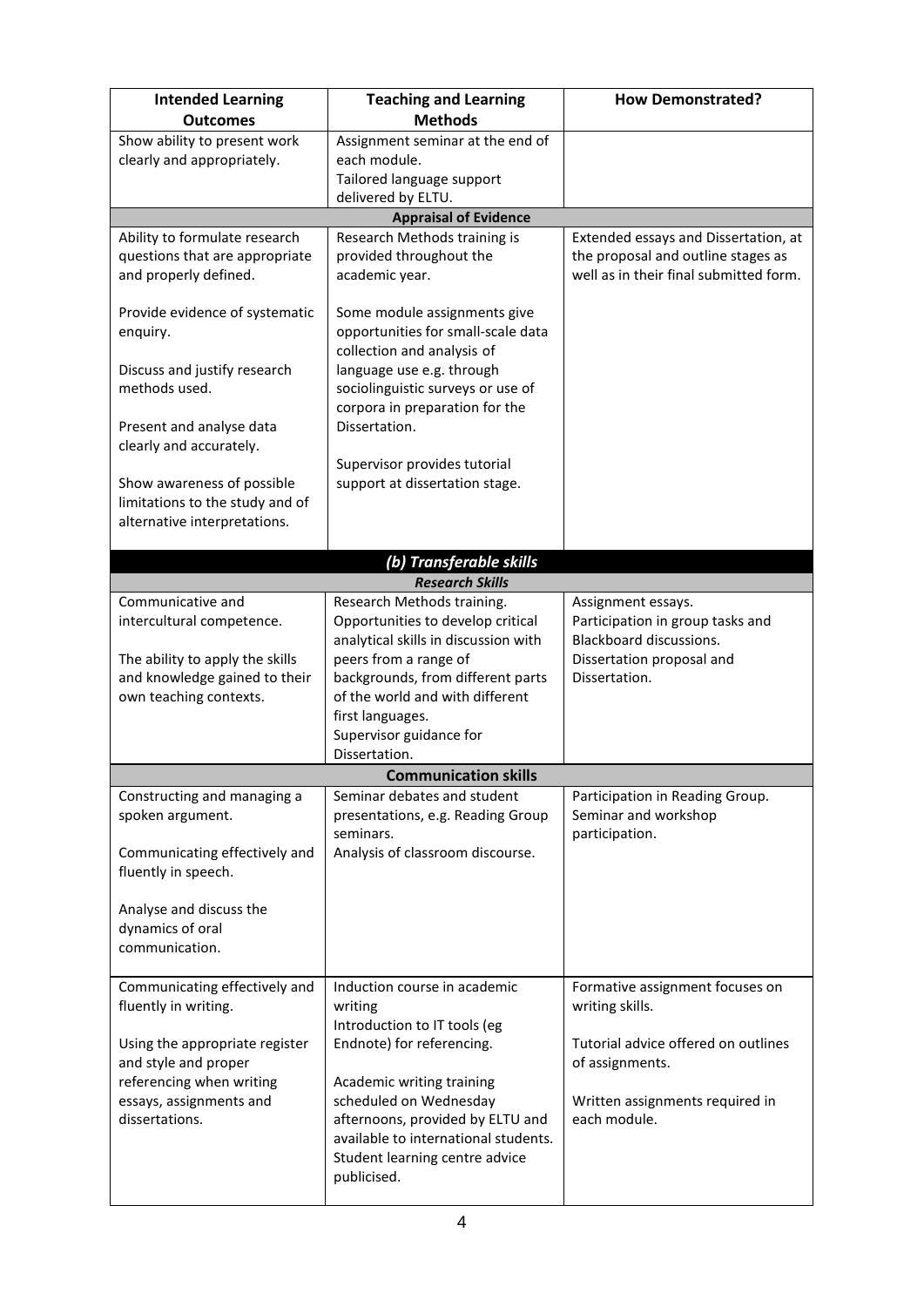| Intended Learning Outcomes | Teaching and Learning Methods | How Demonstrated? |
|---|---|---|
| Show ability to present work clearly and appropriately. | Assignment seminar at the end of each module.<br>Tailored language support delivered by ELTU. | |
| **Appraisal of Evidence** | | |
| Ability to formulate research questions that are appropriate and properly defined.<br><br>Provide evidence of systematic enquiry.<br><br>Discuss and justify research methods used.<br><br>Present and analyse data clearly and accurately.<br><br>Show awareness of possible limitations to the study and of alternative interpretations. | Research Methods training is provided throughout the academic year.<br><br>Some module assignments give opportunities for small-scale data collection and analysis of language use e.g. through sociolinguistic surveys or use of corpora in preparation for the Dissertation.<br><br>Supervisor provides tutorial support at dissertation stage. | Extended essays and Dissertation, at the proposal and outline stages as well as in their final submitted form. |
| ***(b) Transferable skills*** | | |
| ***Research Skills*** | | |
| Communicative and intercultural competence.<br><br>The ability to apply the skills and knowledge gained to their own teaching contexts. | Research Methods training.<br>Opportunities to develop critical analytical skills in discussion with peers from a range of backgrounds, from different parts of the world and with different first languages.<br>Supervisor guidance for Dissertation. | Assignment essays.<br>Participation in group tasks and Blackboard discussions.<br>Dissertation proposal and Dissertation. |
| **Communication skills** | | |
| Constructing and managing a spoken argument.<br><br>Communicating effectively and fluently in speech.<br><br>Analyse and discuss the dynamics of oral communication. | Seminar debates and student presentations, e.g. Reading Group seminars.<br>Analysis of classroom discourse. | Participation in Reading Group.<br>Seminar and workshop participation. |
| Communicating effectively and fluently in writing.<br><br>Using the appropriate register and style and proper referencing when writing essays, assignments and dissertations. | Induction course in academic writing<br>Introduction to IT tools (eg Endnote) for referencing.<br><br>Academic writing training scheduled on Wednesday afternoons, provided by ELTU and available to international students.<br>Student learning centre advice publicised. | Formative assignment focuses on writing skills.<br><br>Tutorial advice offered on outlines of assignments.<br><br>Written assignments required in each module. |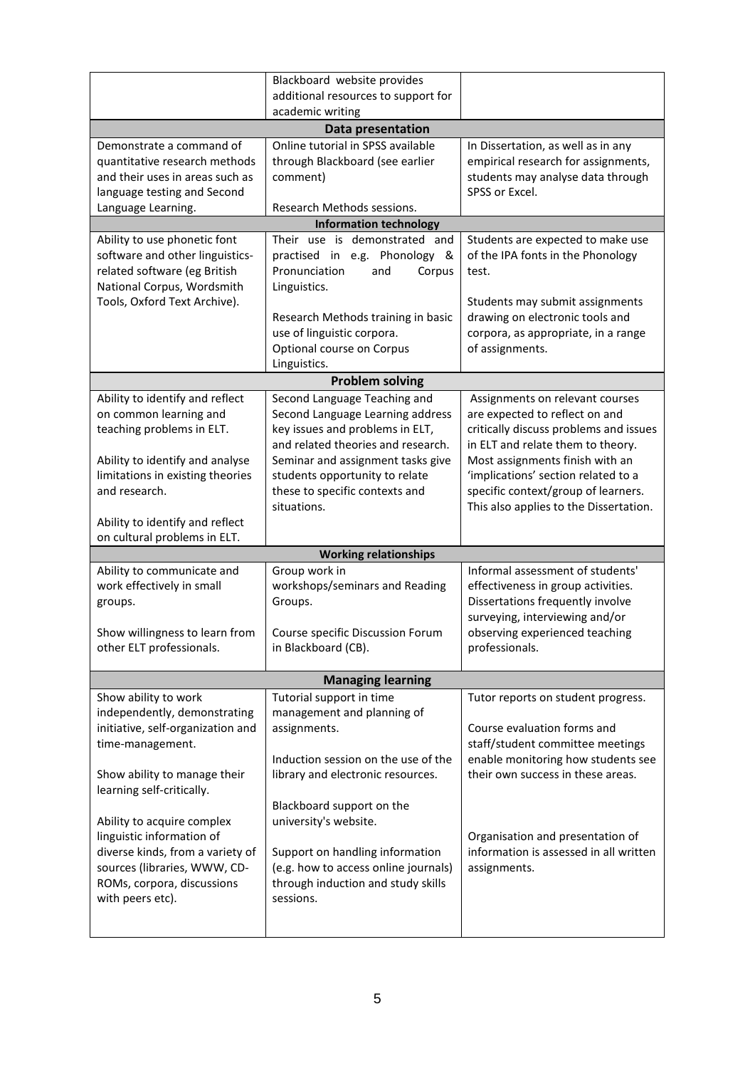| | | |
|---|---|---|
| | Blackboard website provides additional resources to support for academic writing | |
| **Data presentation** | | |
| Demonstrate a command of quantitative research methods and their uses in areas such as language testing and Second Language Learning. | Online tutorial in SPSS available through Blackboard (see earlier comment)<br><br>Research Methods sessions. | In Dissertation, as well as in any empirical research for assignments, students may analyse data through SPSS or Excel. |
| **Information technology** | | |
| Ability to use phonetic font software and other linguistics-related software (eg British National Corpus, Wordsmith Tools, Oxford Text Archive). | Their use is demonstrated and practised in e.g. Phonology & Pronunciation and Corpus Linguistics.<br><br>Research Methods training in basic use of linguistic corpora.<br>Optional course on Corpus Linguistics. | Students are expected to make use of the IPA fonts in the Phonology test.<br><br>Students may submit assignments drawing on electronic tools and corpora, as appropriate, in a range of assignments. |
| **Problem solving** | | |
| Ability to identify and reflect on common learning and teaching problems in ELT.<br><br>Ability to identify and analyse limitations in existing theories and research.<br><br>Ability to identify and reflect on cultural problems in ELT. | Second Language Teaching and Second Language Learning address key issues and problems in ELT, and related theories and research. Seminar and assignment tasks give students opportunity to relate these to specific contexts and situations. | Assignments on relevant courses are expected to reflect on and critically discuss problems and issues in ELT and relate them to theory. Most assignments finish with an 'implications' section related to a specific context/group of learners. This also applies to the Dissertation. |
| **Working relationships** | | |
| Ability to communicate and work effectively in small groups.<br><br>Show willingness to learn from other ELT professionals. | Group work in workshops/seminars and Reading Groups.<br><br>Course specific Discussion Forum in Blackboard (CB). | Informal assessment of students' effectiveness in group activities. Dissertations frequently involve surveying, interviewing and/or observing experienced teaching professionals. |
| **Managing learning** | | |
| Show ability to work independently, demonstrating initiative, self-organization and time-management.<br><br>Show ability to manage their learning self-critically.<br><br>Ability to acquire complex linguistic information of diverse kinds, from a variety of sources (libraries, WWW, CD-ROMs, corpora, discussions with peers etc). | Tutorial support in time management and planning of assignments.<br><br>Induction session on the use of the library and electronic resources.<br><br>Blackboard support on the university's website.<br><br>Support on handling information (e.g. how to access online journals) through induction and study skills sessions. | Tutor reports on student progress.<br><br>Course evaluation forms and staff/student committee meetings enable monitoring how students see their own success in these areas.<br><br>Organisation and presentation of information is assessed in all written assignments. |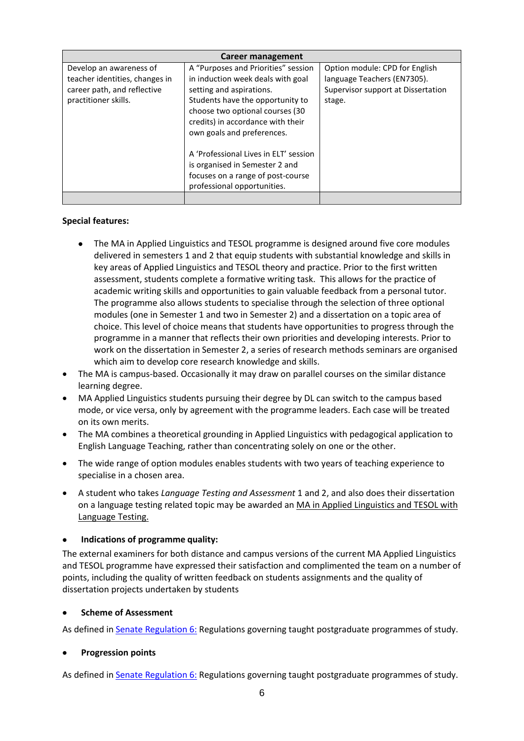| Career management | | |
|---|---|---|
| Develop an awareness of teacher identities, changes in career path, and reflective practitioner skills. | A "Purposes and Priorities" session in induction week deals with goal setting and aspirations. Students have the opportunity to choose two optional courses (30 credits) in accordance with their own goals and preferences.<br><br>A 'Professional Lives in ELT' session is organised in Semester 2 and focuses on a range of post-course professional opportunities. | Option module: CPD for English language Teachers (EN7305). Supervisor support at Dissertation stage. |
| | | |

**Special features:**

- The MA in Applied Linguistics and TESOL programme is designed around five core modules delivered in semesters 1 and 2 that equip students with substantial knowledge and skills in key areas of Applied Linguistics and TESOL theory and practice. Prior to the first written assessment, students complete a formative writing task. This allows for the practice of academic writing skills and opportunities to gain valuable feedback from a personal tutor. The programme also allows students to specialise through the selection of three optional modules (one in Semester 1 and two in Semester 2) and a dissertation on a topic area of choice. This level of choice means that students have opportunities to progress through the programme in a manner that reflects their own priorities and developing interests. Prior to work on the dissertation in Semester 2, a series of research methods seminars are organised which aim to develop core research knowledge and skills.
- The MA is campus-based. Occasionally it may draw on parallel courses on the similar distance learning degree.
- MA Applied Linguistics students pursuing their degree by DL can switch to the campus based mode, or vice versa, only by agreement with the programme leaders. Each case will be treated on its own merits.
- The MA combines a theoretical grounding in Applied Linguistics with pedagogical application to English Language Teaching, rather than concentrating solely on one or the other.
- The wide range of option modules enables students with two years of teaching experience to specialise in a chosen area.
- A student who takes *Language Testing and Assessment* 1 and 2, and also does their dissertation on a language testing related topic may be awarded an MA in Applied Linguistics and TESOL with Language Testing.

- **Indications of programme quality:**

The external examiners for both distance and campus versions of the current MA Applied Linguistics and TESOL programme have expressed their satisfaction and complimented the team on a number of points, including the quality of written feedback on students assignments and the quality of dissertation projects undertaken by students

- **Scheme of Assessment**

As defined in Senate Regulation 6: Regulations governing taught postgraduate programmes of study.

- **Progression points**

As defined in Senate Regulation 6: Regulations governing taught postgraduate programmes of study.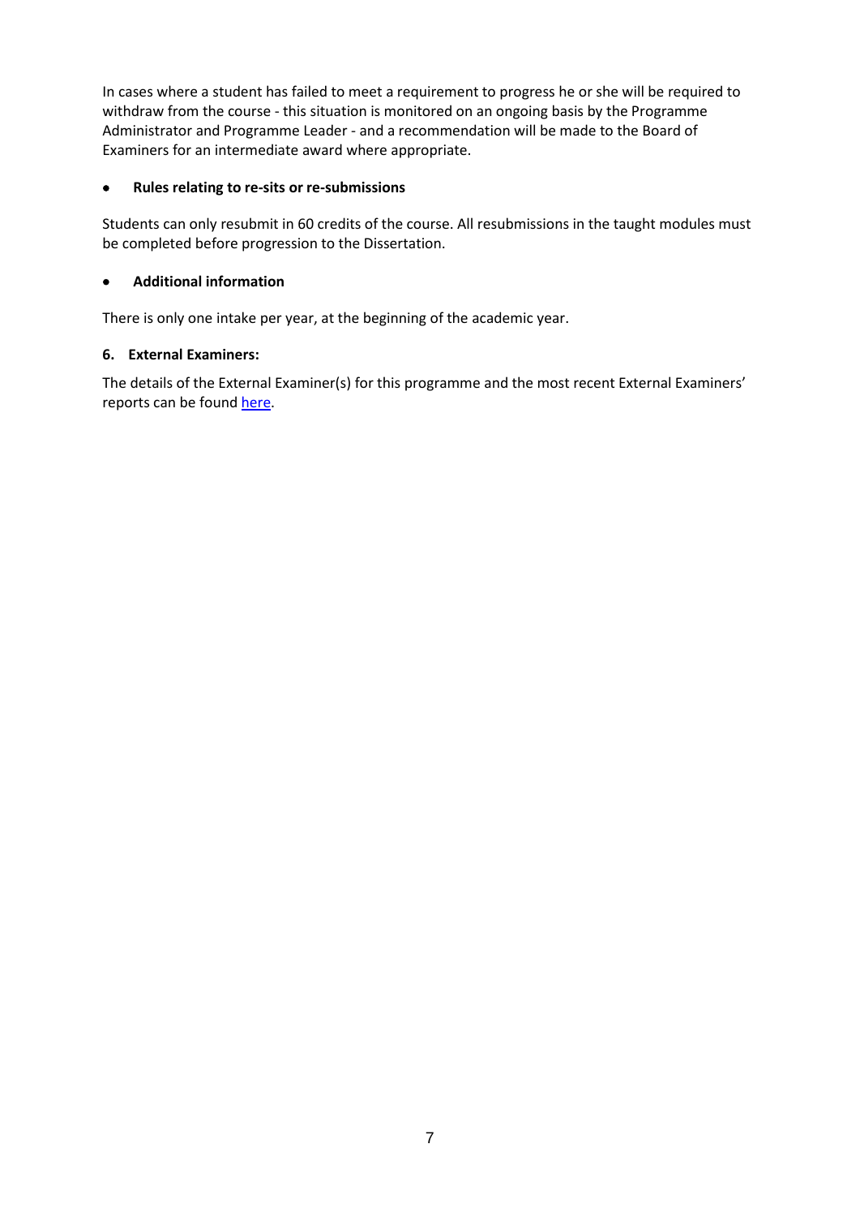In cases where a student has failed to meet a requirement to progress he or she will be required to withdraw from the course - this situation is monitored on an ongoing basis by the Programme Administrator and Programme Leader - and a recommendation will be made to the Board of Examiners for an intermediate award where appropriate.

- **Rules relating to re-sits or re-submissions**

Students can only resubmit in 60 credits of the course. All resubmissions in the taught modules must be completed before progression to the Dissertation.

- **Additional information**

There is only one intake per year, at the beginning of the academic year.

**6. External Examiners:**

The details of the External Examiner(s) for this programme and the most recent External Examiners' reports can be found here.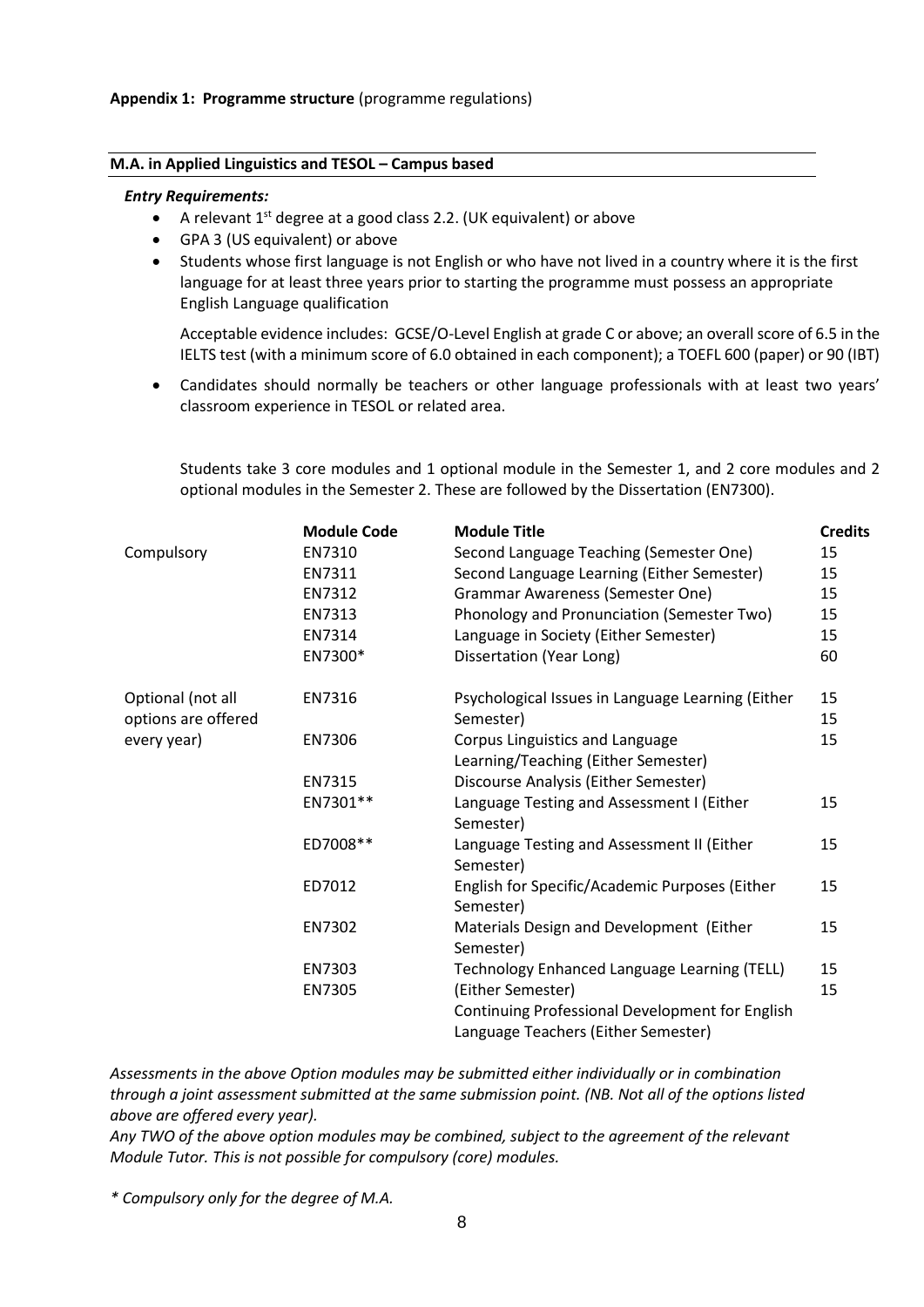**Appendix 1: Programme structure** (programme regulations)

**M.A. in Applied Linguistics and TESOL – Campus based**

***Entry Requirements:***

- A relevant 1st degree at a good class 2.2. (UK equivalent) or above
- GPA 3 (US equivalent) or above
- Students whose first language is not English or who have not lived in a country where it is the first language for at least three years prior to starting the programme must possess an appropriate English Language qualification

  Acceptable evidence includes: GCSE/O-Level English at grade C or above; an overall score of 6.5 in the IELTS test (with a minimum score of 6.0 obtained in each component); a TOEFL 600 (paper) or 90 (IBT)

- Candidates should normally be teachers or other language professionals with at least two years' classroom experience in TESOL or related area.

Students take 3 core modules and 1 optional module in the Semester 1, and 2 core modules and 2 optional modules in the Semester 2. These are followed by the Dissertation (EN7300).

| | Module Code | Module Title | Credits |
|---|---|---|---|
| Compulsory | EN7310 | Second Language Teaching (Semester One) | 15 |
| | EN7311 | Second Language Learning (Either Semester) | 15 |
| | EN7312 | Grammar Awareness (Semester One) | 15 |
| | EN7313 | Phonology and Pronunciation (Semester Two) | 15 |
| | EN7314 | Language in Society (Either Semester) | 15 |
| | EN7300* | Dissertation (Year Long) | 60 |
| Optional (not all options are offered every year) | EN7316 | Psychological Issues in Language Learning (Either Semester) | 15 |
| | EN7306 | Corpus Linguistics and Language Learning/Teaching (Either Semester) | 15 |
| | EN7315 | Discourse Analysis (Either Semester) | 15 |
| | EN7301** | Language Testing and Assessment I (Either Semester) | 15 |
| | ED7008** | Language Testing and Assessment II (Either Semester) | 15 |
| | ED7012 | English for Specific/Academic Purposes (Either Semester) | 15 |
| | EN7302 | Materials Design and Development (Either Semester) | 15 |
| | EN7303 | Technology Enhanced Language Learning (TELL) (Either Semester) | 15 |
| | EN7305 | Continuing Professional Development for English Language Teachers (Either Semester) | 15 |

*Assessments in the above Option modules may be submitted either individually or in combination through a joint assessment submitted at the same submission point. (NB. Not all of the options listed above are offered every year).*

*Any TWO of the above option modules may be combined, subject to the agreement of the relevant Module Tutor. This is not possible for compulsory (core) modules.*

*\* Compulsory only for the degree of M.A.*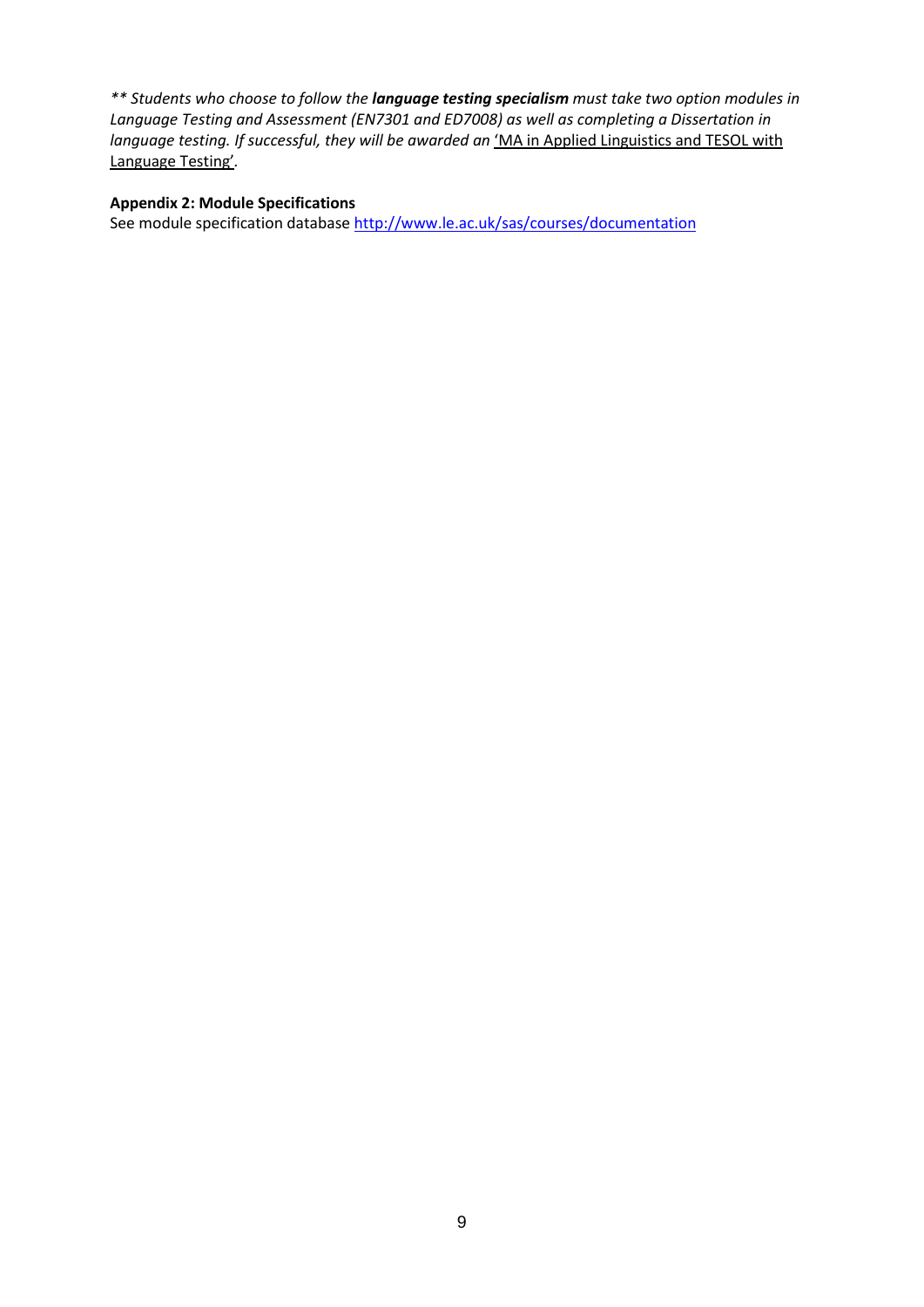*\*\* Students who choose to follow the **language testing specialism** must take two option modules in Language Testing and Assessment (EN7301 and ED7008) as well as completing a Dissertation in language testing. If successful, they will be awarded an* <u>'MA in Applied Linguistics and TESOL with Language Testing'</u>.

**Appendix 2: Module Specifications**

See module specification database [http://www.le.ac.uk/sas/courses/documentation](http://www.le.ac.uk/sas/courses/documentation)